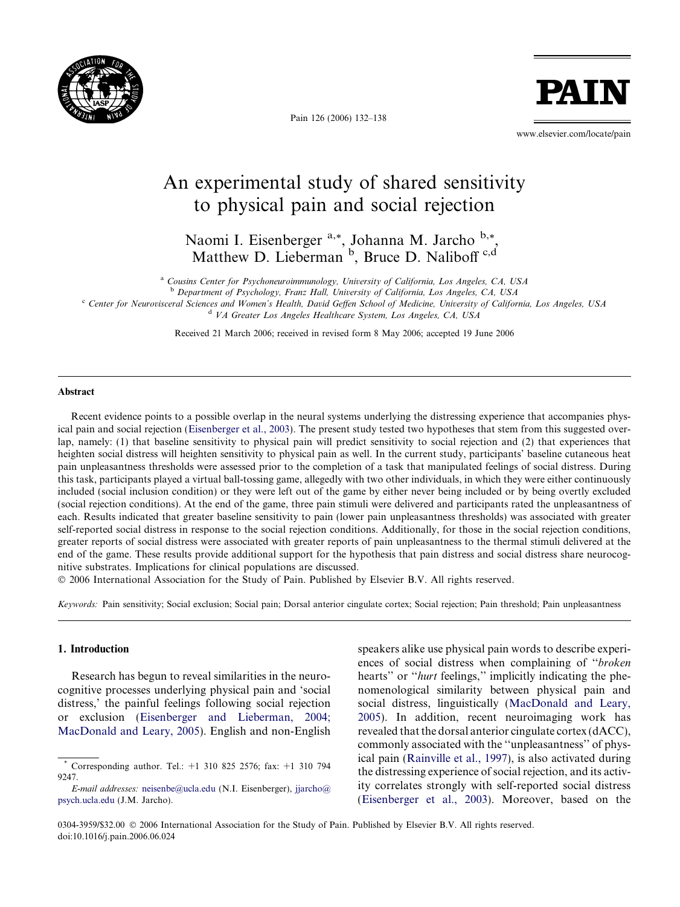# An experimental study of shared sensitivity to physical pain and social rejection

Naomi I. Eisenberger [a,*], Johanna M. Jarcho [b,*], Matthew D. Lieberman [b], Bruce D. Naliboff [c,d]

[a] *Cousins Center for Psychoneuroimmunology, University of California, Los Angeles, CA, USA*
[b] *Department of Psychology, Franz Hall, University of California, Los Angeles, CA, USA*
[c] *Center for Neurovisceral Sciences and Women's Health, David Geffen School of Medicine, University of California, Los Angeles, USA*
[d] *VA Greater Los Angeles Healthcare System, Los Angeles, CA, USA*

Received 21 March 2006; received in revised form 8 May 2006; accepted 19 June 2006

## Abstract

Recent evidence points to a possible overlap in the neural systems underlying the distressing experience that accompanies physical pain and social rejection (Eisenberger et al., 2003). The present study tested two hypotheses that stem from this suggested overlap, namely: (1) that baseline sensitivity to physical pain will predict sensitivity to social rejection and (2) that experiences that heighten social distress will heighten sensitivity to physical pain as well. In the current study, participants' baseline cutaneous heat pain unpleasantness thresholds were assessed prior to the completion of a task that manipulated feelings of social distress. During this task, participants played a virtual ball-tossing game, allegedly with two other individuals, in which they were either continuously included (social inclusion condition) or they were left out of the game by either never being included or by being overtly excluded (social rejection conditions). At the end of the game, three pain stimuli were delivered and participants rated the unpleasantness of each. Results indicated that greater baseline sensitivity to pain (lower pain unpleasantness thresholds) was associated with greater self-reported social distress in response to the social rejection conditions. Additionally, for those in the social rejection conditions, greater reports of social distress were associated with greater reports of pain unpleasantness to the thermal stimuli delivered at the end of the game. These results provide additional support for the hypothesis that pain distress and social distress share neurocognitive substrates. Implications for clinical populations are discussed.

© 2006 International Association for the Study of Pain. Published by Elsevier B.V. All rights reserved.

*Keywords:* Pain sensitivity; Social exclusion; Social pain; Dorsal anterior cingulate cortex; Social rejection; Pain threshold; Pain unpleasantness

## 1. Introduction

Research has begun to reveal similarities in the neurocognitive processes underlying physical pain and 'social distress,' the painful feelings following social rejection or exclusion (Eisenberger and Lieberman, 2004; MacDonald and Leary, 2005). English and non-English speakers alike use physical pain words to describe experiences of social distress when complaining of "*broken* hearts" or "*hurt* feelings," implicitly indicating the phenomenological similarity between physical pain and social distress, linguistically (MacDonald and Leary, 2005). In addition, recent neuroimaging work has revealed that the dorsal anterior cingulate cortex (dACC), commonly associated with the "unpleasantness" of physical pain (Rainville et al., 1997), is also activated during the distressing experience of social rejection, and its activity correlates strongly with self-reported social distress (Eisenberger et al., 2003). Moreover, based on the

\* Corresponding author. Tel.: +1 310 825 2576; fax: +1 310 794 9247.

*E-mail addresses:* neisenbe@ucla.edu (N.I. Eisenberger), jjarcho@psych.ucla.edu (J.M. Jarcho).

0304-3959/$32.00 © 2006 International Association for the Study of Pain. Published by Elsevier B.V. All rights reserved.
doi:10.1016/j.pain.2006.06.024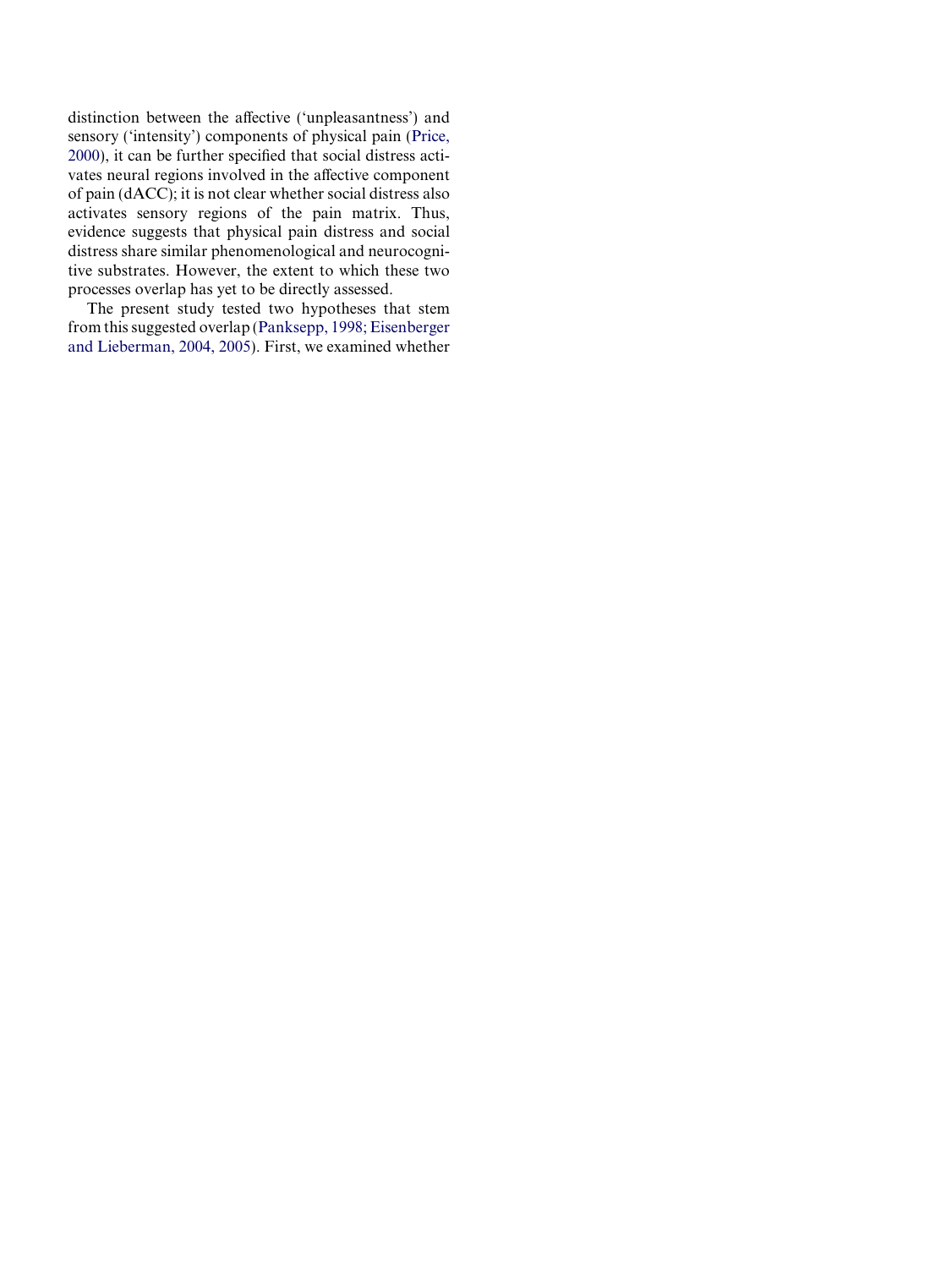distinction between the affective ('unpleasantness') and sensory ('intensity') components of physical pain (Price, 2000), it can be further specified that social distress activates neural regions involved in the affective component of pain (dACC); it is not clear whether social distress also activates sensory regions of the pain matrix. Thus, evidence suggests that physical pain distress and social distress share similar phenomenological and neurocognitive substrates. However, the extent to which these two processes overlap has yet to be directly assessed.

The present study tested two hypotheses that stem from this suggested overlap (Panksepp, 1998; Eisenberger and Lieberman, 2004, 2005). First, we examined whether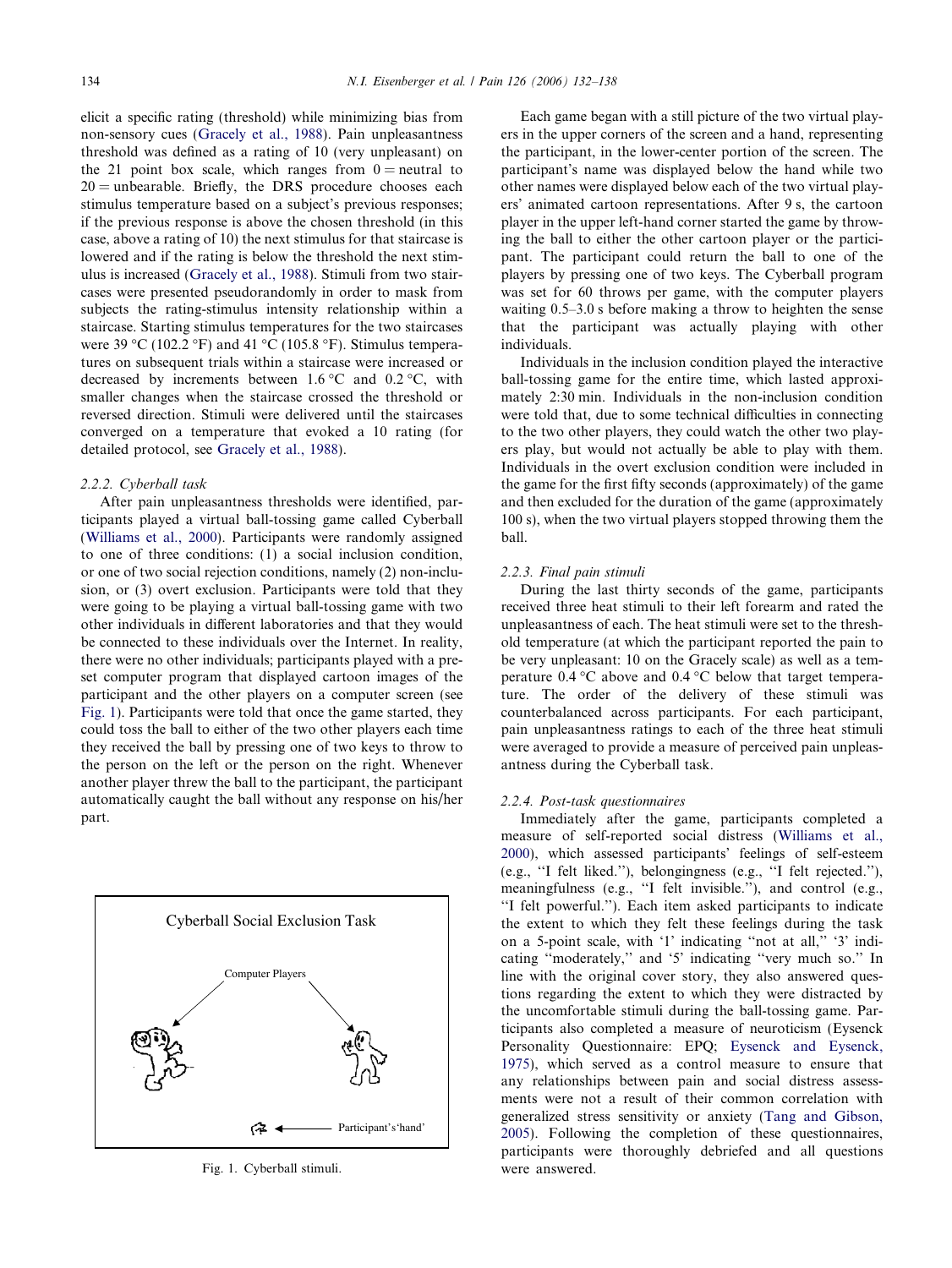elicit a specific rating (threshold) while minimizing bias from non-sensory cues (Gracely et al., 1988). Pain unpleasantness threshold was defined as a rating of 10 (very unpleasant) on the 21 point box scale, which ranges from 0 = neutral to 20 = unbearable. Briefly, the DRS procedure chooses each stimulus temperature based on a subject's previous responses; if the previous response is above the chosen threshold (in this case, above a rating of 10) the next stimulus for that staircase is lowered and if the rating is below the threshold the next stimulus is increased (Gracely et al., 1988). Stimuli from two staircases were presented pseudorandomly in order to mask from subjects the rating-stimulus intensity relationship within a staircase. Starting stimulus temperatures for the two staircases were 39 °C (102.2 °F) and 41 °C (105.8 °F). Stimulus temperatures on subsequent trials within a staircase were increased or decreased by increments between 1.6 °C and 0.2 °C, with smaller changes when the staircase crossed the threshold or reversed direction. Stimuli were delivered until the staircases converged on a temperature that evoked a 10 rating (for detailed protocol, see Gracely et al., 1988).

#### 2.2.2. Cyberball task

After pain unpleasantness thresholds were identified, participants played a virtual ball-tossing game called Cyberball (Williams et al., 2000). Participants were randomly assigned to one of three conditions: (1) a social inclusion condition, or one of two social rejection conditions, namely (2) non-inclusion, or (3) overt exclusion. Participants were told that they were going to be playing a virtual ball-tossing game with two other individuals in different laboratories and that they would be connected to these individuals over the Internet. In reality, there were no other individuals; participants played with a preset computer program that displayed cartoon images of the participant and the other players on a computer screen (see Fig. 1). Participants were told that once the game started, they could toss the ball to either of the two other players each time they received the ball by pressing one of two keys to throw to the person on the left or the person on the right. Whenever another player threw the ball to the participant, the participant automatically caught the ball without any response on his/her part.

Cyberball Social Exclusion Task

Computer Players

Participant's 'hand'

Fig. 1. Cyberball stimuli.

Each game began with a still picture of the two virtual players in the upper corners of the screen and a hand, representing the participant, in the lower-center portion of the screen. The participant's name was displayed below the hand while two other names were displayed below each of the two virtual players' animated cartoon representations. After 9 s, the cartoon player in the upper left-hand corner started the game by throwing the ball to either the other cartoon player or the participant. The participant could return the ball to one of the players by pressing one of two keys. The Cyberball program was set for 60 throws per game, with the computer players waiting 0.5–3.0 s before making a throw to heighten the sense that the participant was actually playing with other individuals.

Individuals in the inclusion condition played the interactive ball-tossing game for the entire time, which lasted approximately 2:30 min. Individuals in the non-inclusion condition were told that, due to some technical difficulties in connecting to the two other players, they could watch the other two players play, but would not actually be able to play with them. Individuals in the overt exclusion condition were included in the game for the first fifty seconds (approximately) of the game and then excluded for the duration of the game (approximately 100 s), when the two virtual players stopped throwing them the ball.

#### 2.2.3. Final pain stimuli

During the last thirty seconds of the game, participants received three heat stimuli to their left forearm and rated the unpleasantness of each. The heat stimuli were set to the threshold temperature (at which the participant reported the pain to be very unpleasant: 10 on the Gracely scale) as well as a temperature 0.4 °C above and 0.4 °C below that target temperature. The order of the delivery of these stimuli was counterbalanced across participants. For each participant, pain unpleasantness ratings to each of the three heat stimuli were averaged to provide a measure of perceived pain unpleasantness during the Cyberball task.

#### 2.2.4. Post-task questionnaires

Immediately after the game, participants completed a measure of self-reported social distress (Williams et al., 2000), which assessed participants' feelings of self-esteem (e.g., "I felt liked."), belongingness (e.g., "I felt rejected."), meaningfulness (e.g., "I felt invisible."), and control (e.g., "I felt powerful."). Each item asked participants to indicate the extent to which they felt these feelings during the task on a 5-point scale, with '1' indicating "not at all," '3' indicating "moderately," and '5' indicating "very much so." In line with the original cover story, they also answered questions regarding the extent to which they were distracted by the uncomfortable stimuli during the ball-tossing game. Participants also completed a measure of neuroticism (Eysenck Personality Questionnaire: EPQ; Eysenck and Eysenck, 1975), which served as a control measure to ensure that any relationships between pain and social distress assessments were not a result of their common correlation with generalized stress sensitivity or anxiety (Tang and Gibson, 2005). Following the completion of these questionnaires, participants were thoroughly debriefed and all questions were answered.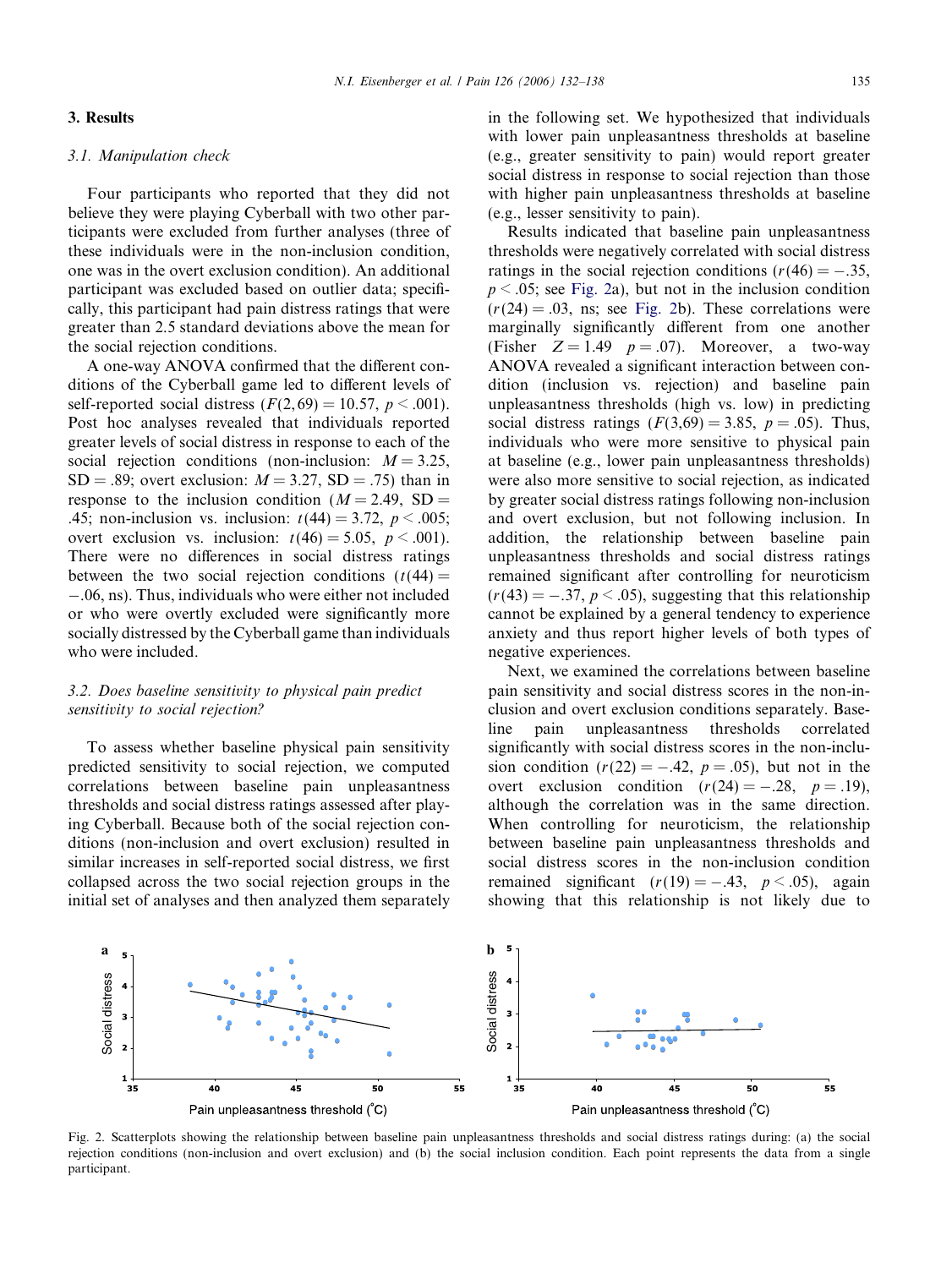## 3. Results

### 3.1. Manipulation check

Four participants who reported that they did not believe they were playing Cyberball with two other participants were excluded from further analyses (three of these individuals were in the non-inclusion condition, one was in the overt exclusion condition). An additional participant was excluded based on outlier data; specifically, this participant had pain distress ratings that were greater than 2.5 standard deviations above the mean for the social rejection conditions.

A one-way ANOVA confirmed that the different conditions of the Cyberball game led to different levels of self-reported social distress ($F(2,69) = 10.57$, $p < .001$). Post hoc analyses revealed that individuals reported greater levels of social distress in response to each of the social rejection conditions (non-inclusion: $M = 3.25$, $SD = .89$; overt exclusion: $M = 3.27$, $SD = .75$) than in response to the inclusion condition ($M = 2.49$, $SD = .45$; non-inclusion vs. inclusion: $t(44) = 3.72$, $p < .005$; overt exclusion vs. inclusion: $t(46) = 5.05$, $p < .001$). There were no differences in social distress ratings between the two social rejection conditions ($t(44) = -.06$, ns). Thus, individuals who were either not included or who were overtly excluded were significantly more socially distressed by the Cyberball game than individuals who were included.

### 3.2. Does baseline sensitivity to physical pain predict sensitivity to social rejection?

To assess whether baseline physical pain sensitivity predicted sensitivity to social rejection, we computed correlations between baseline pain unpleasantness thresholds and social distress ratings assessed after playing Cyberball. Because both of the social rejection conditions (non-inclusion and overt exclusion) resulted in similar increases in self-reported social distress, we first collapsed across the two social rejection groups in the initial set of analyses and then analyzed them separately in the following set. We hypothesized that individuals with lower pain unpleasantness thresholds at baseline (e.g., greater sensitivity to pain) would report greater social distress in response to social rejection than those with higher pain unpleasantness thresholds at baseline (e.g., lesser sensitivity to pain).

Results indicated that baseline pain unpleasantness thresholds were negatively correlated with social distress ratings in the social rejection conditions ($r(46) = -.35$, $p < .05$; see Fig. 2a), but not in the inclusion condition ($r(24) = .03$, ns; see Fig. 2b). These correlations were marginally significantly different from one another (Fisher $Z = 1.49$ $p = .07$). Moreover, a two-way ANOVA revealed a significant interaction between condition (inclusion vs. rejection) and baseline pain unpleasantness thresholds (high vs. low) in predicting social distress ratings ($F(3,69) = 3.85$, $p = .05$). Thus, individuals who were more sensitive to physical pain at baseline (e.g., lower pain unpleasantness thresholds) were also more sensitive to social rejection, as indicated by greater social distress ratings following non-inclusion and overt exclusion, but not following inclusion. In addition, the relationship between baseline pain unpleasantness thresholds and social distress ratings remained significant after controlling for neuroticism ($r(43) = -.37$, $p < .05$), suggesting that this relationship cannot be explained by a general tendency to experience anxiety and thus report higher levels of both types of negative experiences.

Next, we examined the correlations between baseline pain sensitivity and social distress scores in the non-inclusion and overt exclusion conditions separately. Baseline pain unpleasantness thresholds correlated significantly with social distress scores in the non-inclusion condition ($r(22) = -.42$, $p = .05$), but not in the overt exclusion condition ($r(24) = -.28$, $p = .19$), although the correlation was in the same direction. When controlling for neuroticism, the relationship between baseline pain unpleasantness thresholds and social distress scores in the non-inclusion condition remained significant ($r(19) = -.43$, $p < .05$), again showing that this relationship is not likely due to

Fig. 2. Scatterplots showing the relationship between baseline pain unpleasantness thresholds and social distress ratings during: (a) the social rejection conditions (non-inclusion and overt exclusion) and (b) the social inclusion condition. Each point represents the data from a single participant.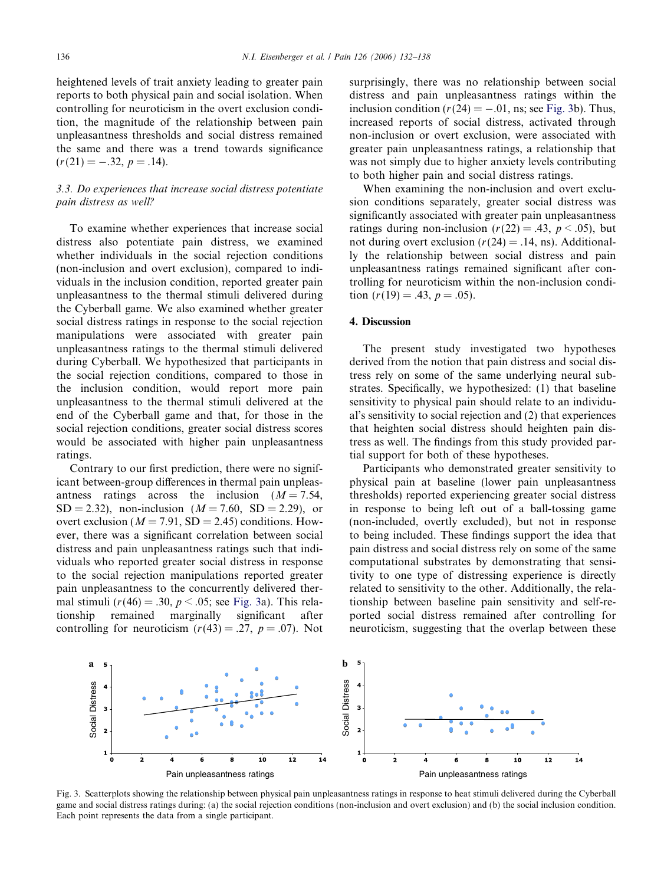heightened levels of trait anxiety leading to greater pain reports to both physical pain and social isolation. When controlling for neuroticism in the overt exclusion condition, the magnitude of the relationship between pain unpleasantness thresholds and social distress remained the same and there was a trend towards significance ($r(21) = -.32$, $p = .14$).

### 3.3. Do experiences that increase social distress potentiate pain distress as well?

To examine whether experiences that increase social distress also potentiate pain distress, we examined whether individuals in the social rejection conditions (non-inclusion and overt exclusion), compared to individuals in the inclusion condition, reported greater pain unpleasantness to the thermal stimuli delivered during the Cyberball game. We also examined whether greater social distress ratings in response to the social rejection manipulations were associated with greater pain unpleasantness ratings to the thermal stimuli delivered during Cyberball. We hypothesized that participants in the social rejection conditions, compared to those in the inclusion condition, would report more pain unpleasantness to the thermal stimuli delivered at the end of the Cyberball game and that, for those in the social rejection conditions, greater social distress scores would be associated with higher pain unpleasantness ratings.

Contrary to our first prediction, there were no significant between-group differences in thermal pain unpleasantness ratings across the inclusion ($M = 7.54$, $SD = 2.32$), non-inclusion ($M = 7.60$, $SD = 2.29$), or overt exclusion ($M = 7.91$, $SD = 2.45$) conditions. However, there was a significant correlation between social distress and pain unpleasantness ratings such that individuals who reported greater social distress in response to the social rejection manipulations reported greater pain unpleasantness to the concurrently delivered thermal stimuli ($r(46) = .30$, $p < .05$; see Fig. 3a). This relationship remained marginally significant after controlling for neuroticism ($r(43) = .27$, $p = .07$). Not surprisingly, there was no relationship between social distress and pain unpleasantness ratings within the inclusion condition ($r(24) = -.01$, ns; see Fig. 3b). Thus, increased reports of social distress, activated through non-inclusion or overt exclusion, were associated with greater pain unpleasantness ratings, a relationship that was not simply due to higher anxiety levels contributing to both higher pain and social distress ratings.

When examining the non-inclusion and overt exclusion conditions separately, greater social distress was significantly associated with greater pain unpleasantness ratings during non-inclusion ($r(22) = .43$, $p < .05$), but not during overt exclusion ($r(24) = .14$, ns). Additionally the relationship between social distress and pain unpleasantness ratings remained significant after controlling for neuroticism within the non-inclusion condition ($r(19) = .43$, $p = .05$).

## 4. Discussion

The present study investigated two hypotheses derived from the notion that pain distress and social distress rely on some of the same underlying neural substrates. Specifically, we hypothesized: (1) that baseline sensitivity to physical pain should relate to an individual's sensitivity to social rejection and (2) that experiences that heighten social distress should heighten pain distress as well. The findings from this study provided partial support for both of these hypotheses.

Participants who demonstrated greater sensitivity to physical pain at baseline (lower pain unpleasantness thresholds) reported experiencing greater social distress in response to being left out of a ball-tossing game (non-included, overtly excluded), but not in response to being included. These findings support the idea that pain distress and social distress rely on some of the same computational substrates by demonstrating that sensitivity to one type of distressing experience is directly related to sensitivity to the other. Additionally, the relationship between baseline pain sensitivity and self-reported social distress remained after controlling for neuroticism, suggesting that the overlap between these

Fig. 3. Scatterplots showing the relationship between physical pain unpleasantness ratings in response to heat stimuli delivered during the Cyberball game and social distress ratings during: (a) the social rejection conditions (non-inclusion and overt exclusion) and (b) the social inclusion condition. Each point represents the data from a single participant.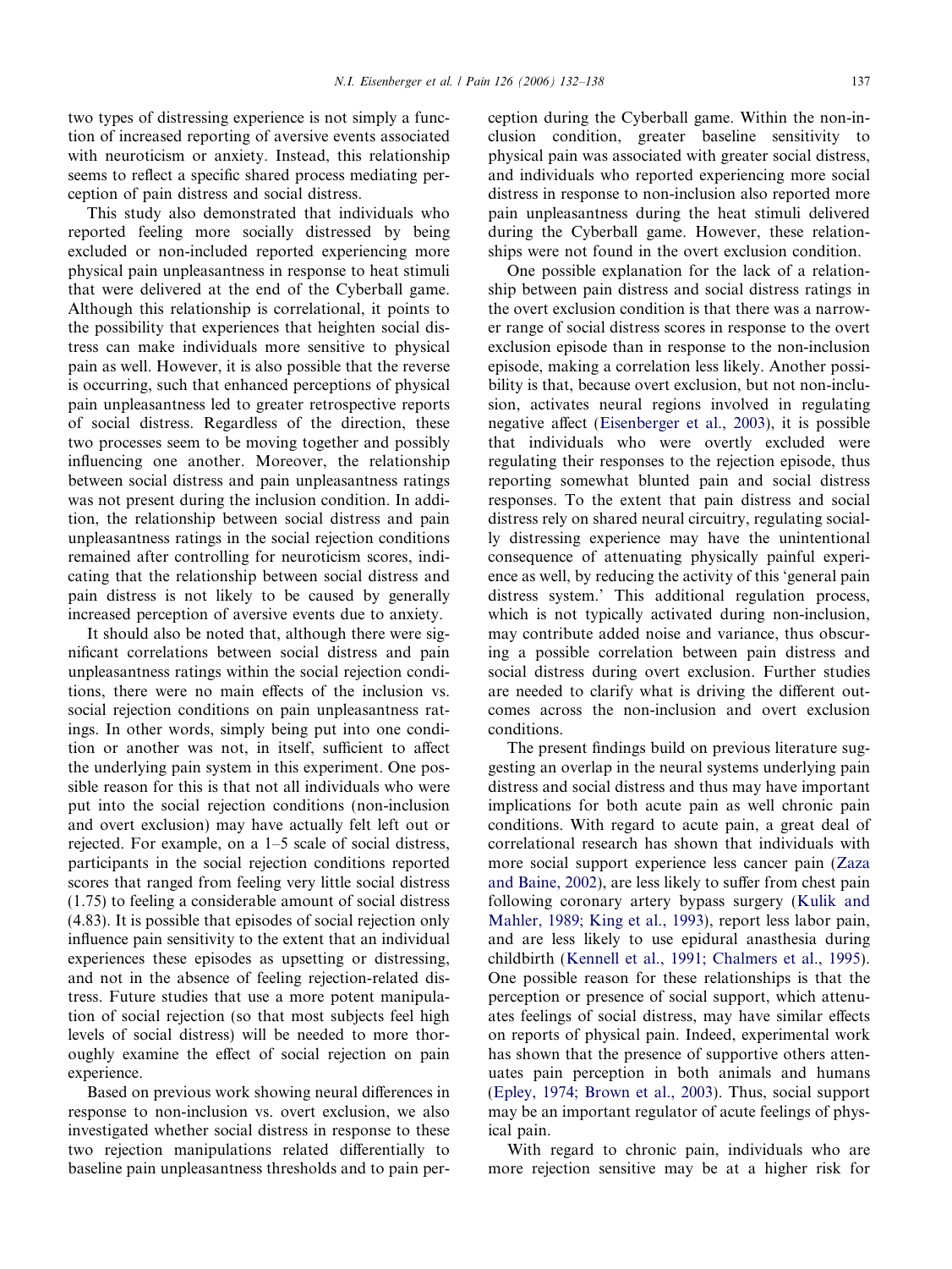two types of distressing experience is not simply a function of increased reporting of aversive events associated with neuroticism or anxiety. Instead, this relationship seems to reflect a specific shared process mediating perception of pain distress and social distress.

This study also demonstrated that individuals who reported feeling more socially distressed by being excluded or non-included reported experiencing more physical pain unpleasantness in response to heat stimuli that were delivered at the end of the Cyberball game. Although this relationship is correlational, it points to the possibility that experiences that heighten social distress can make individuals more sensitive to physical pain as well. However, it is also possible that the reverse is occurring, such that enhanced perceptions of physical pain unpleasantness led to greater retrospective reports of social distress. Regardless of the direction, these two processes seem to be moving together and possibly influencing one another. Moreover, the relationship between social distress and pain unpleasantness ratings was not present during the inclusion condition. In addition, the relationship between social distress and pain unpleasantness ratings in the social rejection conditions remained after controlling for neuroticism scores, indicating that the relationship between social distress and pain distress is not likely to be caused by generally increased perception of aversive events due to anxiety.

It should also be noted that, although there were significant correlations between social distress and pain unpleasantness ratings within the social rejection conditions, there were no main effects of the inclusion vs. social rejection conditions on pain unpleasantness ratings. In other words, simply being put into one condition or another was not, in itself, sufficient to affect the underlying pain system in this experiment. One possible reason for this is that not all individuals who were put into the social rejection conditions (non-inclusion and overt exclusion) may have actually felt left out or rejected. For example, on a 1–5 scale of social distress, participants in the social rejection conditions reported scores that ranged from feeling very little social distress (1.75) to feeling a considerable amount of social distress (4.83). It is possible that episodes of social rejection only influence pain sensitivity to the extent that an individual experiences these episodes as upsetting or distressing, and not in the absence of feeling rejection-related distress. Future studies that use a more potent manipulation of social rejection (so that most subjects feel high levels of social distress) will be needed to more thoroughly examine the effect of social rejection on pain experience.

Based on previous work showing neural differences in response to non-inclusion vs. overt exclusion, we also investigated whether social distress in response to these two rejection manipulations related differentially to baseline pain unpleasantness thresholds and to pain perception during the Cyberball game. Within the non-inclusion condition, greater baseline sensitivity to physical pain was associated with greater social distress, and individuals who reported experiencing more social distress in response to non-inclusion also reported more pain unpleasantness during the heat stimuli delivered during the Cyberball game. However, these relationships were not found in the overt exclusion condition.

One possible explanation for the lack of a relationship between pain distress and social distress ratings in the overt exclusion condition is that there was a narrower range of social distress scores in response to the overt exclusion episode than in response to the non-inclusion episode, making a correlation less likely. Another possibility is that, because overt exclusion, but not non-inclusion, activates neural regions involved in regulating negative affect (Eisenberger et al., 2003), it is possible that individuals who were overtly excluded were regulating their responses to the rejection episode, thus reporting somewhat blunted pain and social distress responses. To the extent that pain distress and social distress rely on shared neural circuitry, regulating socially distressing experience may have the unintentional consequence of attenuating physically painful experience as well, by reducing the activity of this 'general pain distress system.' This additional regulation process, which is not typically activated during non-inclusion, may contribute added noise and variance, thus obscuring a possible correlation between pain distress and social distress during overt exclusion. Further studies are needed to clarify what is driving the different outcomes across the non-inclusion and overt exclusion conditions.

The present findings build on previous literature suggesting an overlap in the neural systems underlying pain distress and social distress and thus may have important implications for both acute pain as well chronic pain conditions. With regard to acute pain, a great deal of correlational research has shown that individuals with more social support experience less cancer pain (Zaza and Baine, 2002), are less likely to suffer from chest pain following coronary artery bypass surgery (Kulik and Mahler, 1989; King et al., 1993), report less labor pain, and are less likely to use epidural anasthesia during childbirth (Kennell et al., 1991; Chalmers et al., 1995). One possible reason for these relationships is that the perception or presence of social support, which attenuates feelings of social distress, may have similar effects on reports of physical pain. Indeed, experimental work has shown that the presence of supportive others attenuates pain perception in both animals and humans (Epley, 1974; Brown et al., 2003). Thus, social support may be an important regulator of acute feelings of physical pain.

With regard to chronic pain, individuals who are more rejection sensitive may be at a higher risk for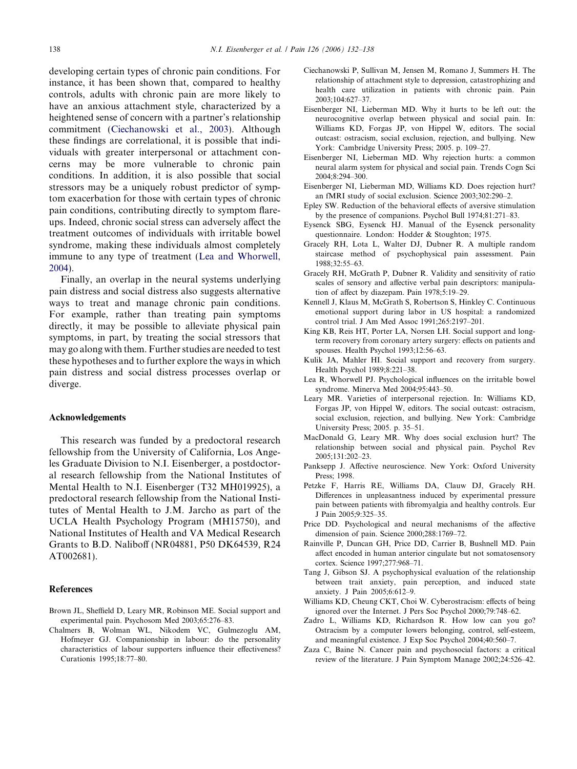developing certain types of chronic pain conditions. For instance, it has been shown that, compared to healthy controls, adults with chronic pain are more likely to have an anxious attachment style, characterized by a heightened sense of concern with a partner's relationship commitment (Ciechanowski et al., 2003). Although these findings are correlational, it is possible that individuals with greater interpersonal or attachment concerns may be more vulnerable to chronic pain conditions. In addition, it is also possible that social stressors may be a uniquely robust predictor of symptom exacerbation for those with certain types of chronic pain conditions, contributing directly to symptom flare-ups. Indeed, chronic social stress can adversely affect the treatment outcomes of individuals with irritable bowel syndrome, making these individuals almost completely immune to any type of treatment (Lea and Whorwell, 2004).

Finally, an overlap in the neural systems underlying pain distress and social distress also suggests alternative ways to treat and manage chronic pain conditions. For example, rather than treating pain symptoms directly, it may be possible to alleviate physical pain symptoms, in part, by treating the social stressors that may go along with them. Further studies are needed to test these hypotheses and to further explore the ways in which pain distress and social distress processes overlap or diverge.

## Acknowledgements

This research was funded by a predoctoral research fellowship from the University of California, Los Angeles Graduate Division to N.I. Eisenberger, a postdoctoral research fellowship from the National Institutes of Mental Health to N.I. Eisenberger (T32 MH019925), a predoctoral research fellowship from the National Institutes of Mental Health to J.M. Jarcho as part of the UCLA Health Psychology Program (MH15750), and National Institutes of Health and VA Medical Research Grants to B.D. Naliboff (NR04881, P50 DK64539, R24 AT002681).

## References

Brown JL, Sheffield D, Leary MR, Robinson ME. Social support and experimental pain. Psychosom Med 2003;65:276–83.

Chalmers B, Wolman WL, Nikodem VC, Gulmezoglu AM, Hofmeyer GJ. Companionship in labour: do the personality characteristics of labour supporters influence their effectiveness? Curationis 1995;18:77–80.

Ciechanowski P, Sullivan M, Jensen M, Romano J, Summers H. The relationship of attachment style to depression, catastrophizing and health care utilization in patients with chronic pain. Pain 2003;104:627–37.

Eisenberger NI, Lieberman MD. Why it hurts to be left out: the neurocognitive overlap between physical and social pain. In: Williams KD, Forgas JP, von Hippel W, editors. The social outcast: ostracism, social exclusion, rejection, and bullying. New York: Cambridge University Press; 2005. p. 109–27.

Eisenberger NI, Lieberman MD. Why rejection hurts: a common neural alarm system for physical and social pain. Trends Cogn Sci 2004;8:294–300.

Eisenberger NI, Lieberman MD, Williams KD. Does rejection hurt? an fMRI study of social exclusion. Science 2003;302:290–2.

Epley SW. Reduction of the behavioral effects of aversive stimulation by the presence of companions. Psychol Bull 1974;81:271–83.

Eysenck SBG, Eysenck HJ. Manual of the Eysenck personality questionnaire. London: Hodder & Stoughton; 1975.

Gracely RH, Lota L, Walter DJ, Dubner R. A multiple random staircase method of psychophysical pain assessment. Pain 1988;32:55–63.

Gracely RH, McGrath P, Dubner R. Validity and sensitivity of ratio scales of sensory and affective verbal pain descriptors: manipulation of affect by diazepam. Pain 1978;5:19–29.

Kennell J, Klaus M, McGrath S, Robertson S, Hinkley C. Continuous emotional support during labor in US hospital: a randomized control trial. J Am Med Assoc 1991;265:2197–201.

King KB, Reis HT, Porter LA, Norsen LH. Social support and long-term recovery from coronary artery surgery: effects on patients and spouses. Health Psychol 1993;12:56–63.

Kulik JA, Mahler HI. Social support and recovery from surgery. Health Psychol 1989;8:221–38.

Lea R, Whorwell PJ. Psychological influences on the irritable bowel syndrome. Minerva Med 2004;95:443–50.

Leary MR. Varieties of interpersonal rejection. In: Williams KD, Forgas JP, von Hippel W, editors. The social outcast: ostracism, social exclusion, rejection, and bullying. New York: Cambridge University Press; 2005. p. 35–51.

MacDonald G, Leary MR. Why does social exclusion hurt? The relationship between social and physical pain. Psychol Rev 2005;131:202–23.

Panksepp J. Affective neuroscience. New York: Oxford University Press; 1998.

Petzke F, Harris RE, Williams DA, Clauw DJ, Gracely RH. Differences in unpleasantness induced by experimental pressure pain between patients with fibromyalgia and healthy controls. Eur J Pain 2005;9:325–35.

Price DD. Psychological and neural mechanisms of the affective dimension of pain. Science 2000;288:1769–72.

Rainville P, Duncan GH, Price DD, Carrier B, Bushnell MD. Pain affect encoded in human anterior cingulate but not somatosensory cortex. Science 1997;277:968–71.

Tang J, Gibson SJ. A psychophysical evaluation of the relationship between trait anxiety, pain perception, and induced state anxiety. J Pain 2005;6:612–9.

Williams KD, Cheung CKT, Choi W. Cyberostracism: effects of being ignored over the Internet. J Pers Soc Psychol 2000;79:748–62.

Zadro L, Williams KD, Richardson R. How low can you go? Ostracism by a computer lowers belonging, control, self-esteem, and meaningful existence. J Exp Soc Psychol 2004;40:560–7.

Zaza C, Baine N. Cancer pain and psychosocial factors: a critical review of the literature. J Pain Symptom Manage 2002;24:526–42.